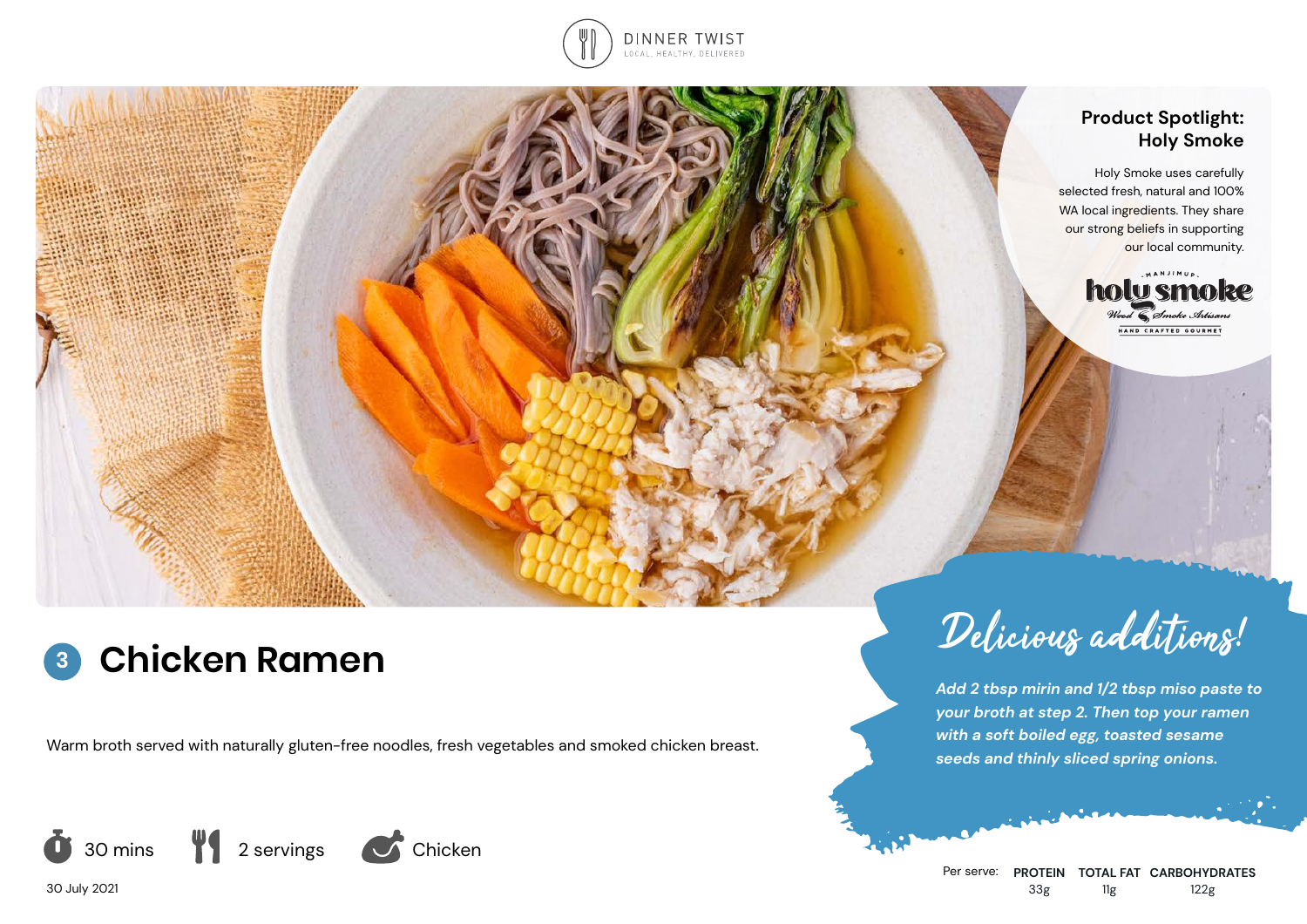DINNER TWIST

LOCAL, HEALTHY, DELIVERED

## Product Spotlight: Holy Smoke

Holy Smoke uses carefully selected fresh, natural and 100% WA local ingredients. They share our strong beliefs in supporting our local community.

# 3 Chicken Ramen

Warm broth served with naturally gluten-free noodles, fresh vegetables and smoked chicken breast.

30 mins | 2 servings | Chicken

30 July 2021

## Delicious additions!

*Add 2 tbsp mirin and 1/2 tbsp miso paste to your broth at step 2. Then top your ramen with a soft boiled egg, toasted sesame seeds and thinly sliced spring onions.*

| Per serve: | PROTEIN | TOTAL FAT | CARBOHYDRATES |
|---|---|---|---|
| | 33g | 11g | 122g |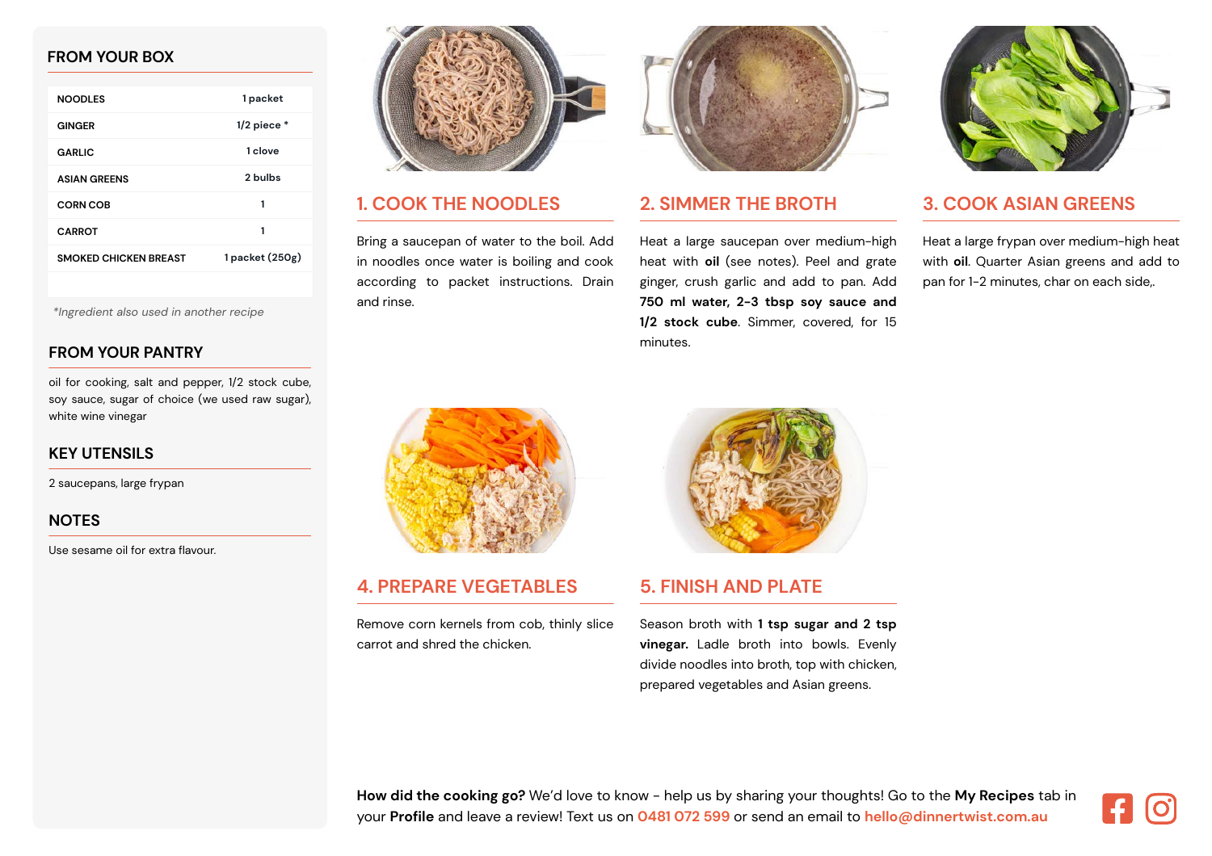## FROM YOUR BOX

| | |
|---|---|
| NOODLES | 1 packet |
| GINGER | 1/2 piece * |
| GARLIC | 1 clove |
| ASIAN GREENS | 2 bulbs |
| CORN COB | 1 |
| CARROT | 1 |
| SMOKED CHICKEN BREAST | 1 packet (250g) |

*\*Ingredient also used in another recipe*

## FROM YOUR PANTRY

oil for cooking, salt and pepper, 1/2 stock cube, soy sauce, sugar of choice (we used raw sugar), white wine vinegar

## KEY UTENSILS

2 saucepans, large frypan

## NOTES

Use sesame oil for extra flavour.

## 1. COOK THE NOODLES

Bring a saucepan of water to the boil. Add in noodles once water is boiling and cook according to packet instructions. Drain and rinse.

## 2. SIMMER THE BROTH

Heat a large saucepan over medium-high heat with **oil** (see notes). Peel and grate ginger, crush garlic and add to pan. Add **750 ml water, 2-3 tbsp soy sauce and 1/2 stock cube**. Simmer, covered, for 15 minutes.

## 3. COOK ASIAN GREENS

Heat a large frypan over medium-high heat with **oil**. Quarter Asian greens and add to pan for 1-2 minutes, char on each side,.

## 4. PREPARE VEGETABLES

Remove corn kernels from cob, thinly slice carrot and shred the chicken.

## 5. FINISH AND PLATE

Season broth with **1 tsp sugar and 2 tsp vinegar.** Ladle broth into bowls. Evenly divide noodles into broth, top with chicken, prepared vegetables and Asian greens.

**How did the cooking go?** We'd love to know - help us by sharing your thoughts! Go to the **My Recipes** tab in your **Profile** and leave a review! Text us on 0481 072 599 or send an email to hello@dinnertwist.com.au